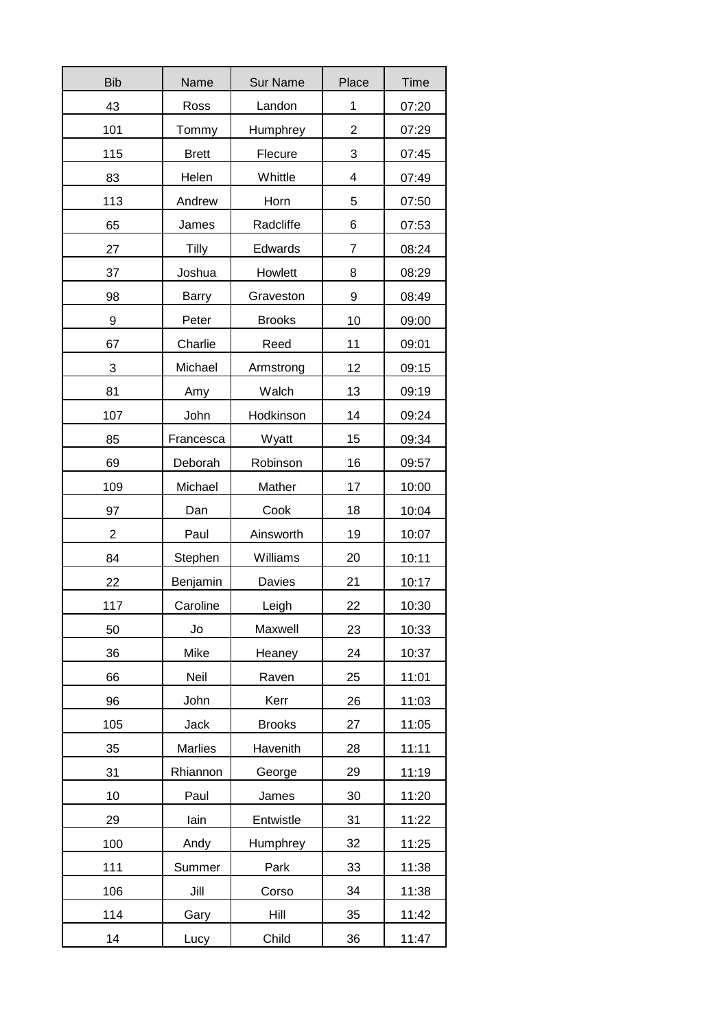| Bib | Name | Sur Name | Place | Time |
|---|---|---|---|---|
| 43 | Ross | Landon | 1 | 07:20 |
| 101 | Tommy | Humphrey | 2 | 07:29 |
| 115 | Brett | Flecure | 3 | 07:45 |
| 83 | Helen | Whittle | 4 | 07:49 |
| 113 | Andrew | Horn | 5 | 07:50 |
| 65 | James | Radcliffe | 6 | 07:53 |
| 27 | Tilly | Edwards | 7 | 08:24 |
| 37 | Joshua | Howlett | 8 | 08:29 |
| 98 | Barry | Graveston | 9 | 08:49 |
| 9 | Peter | Brooks | 10 | 09:00 |
| 67 | Charlie | Reed | 11 | 09:01 |
| 3 | Michael | Armstrong | 12 | 09:15 |
| 81 | Amy | Walch | 13 | 09:19 |
| 107 | John | Hodkinson | 14 | 09:24 |
| 85 | Francesca | Wyatt | 15 | 09:34 |
| 69 | Deborah | Robinson | 16 | 09:57 |
| 109 | Michael | Mather | 17 | 10:00 |
| 97 | Dan | Cook | 18 | 10:04 |
| 2 | Paul | Ainsworth | 19 | 10:07 |
| 84 | Stephen | Williams | 20 | 10:11 |
| 22 | Benjamin | Davies | 21 | 10:17 |
| 117 | Caroline | Leigh | 22 | 10:30 |
| 50 | Jo | Maxwell | 23 | 10:33 |
| 36 | Mike | Heaney | 24 | 10:37 |
| 66 | Neil | Raven | 25 | 11:01 |
| 96 | John | Kerr | 26 | 11:03 |
| 105 | Jack | Brooks | 27 | 11:05 |
| 35 | Marlies | Havenith | 28 | 11:11 |
| 31 | Rhiannon | George | 29 | 11:19 |
| 10 | Paul | James | 30 | 11:20 |
| 29 | Iain | Entwistle | 31 | 11:22 |
| 100 | Andy | Humphrey | 32 | 11:25 |
| 111 | Summer | Park | 33 | 11:38 |
| 106 | Jill | Corso | 34 | 11:38 |
| 114 | Gary | Hill | 35 | 11:42 |
| 14 | Lucy | Child | 36 | 11:47 |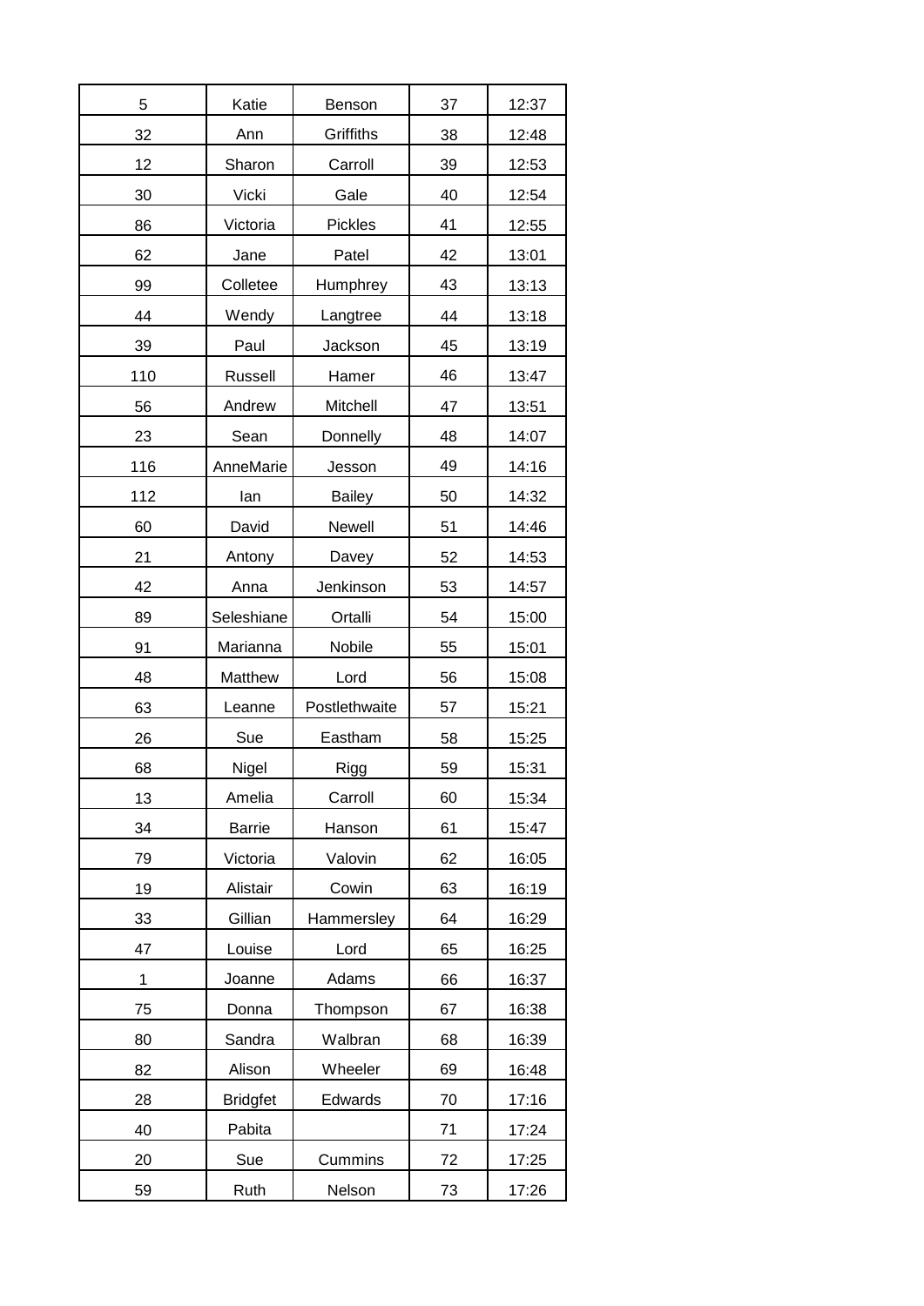| 5 | Katie | Benson | 37 | 12:37 |
|---|---|---|---|---|
| 32 | Ann | Griffiths | 38 | 12:48 |
| 12 | Sharon | Carroll | 39 | 12:53 |
| 30 | Vicki | Gale | 40 | 12:54 |
| 86 | Victoria | Pickles | 41 | 12:55 |
| 62 | Jane | Patel | 42 | 13:01 |
| 99 | Colletee | Humphrey | 43 | 13:13 |
| 44 | Wendy | Langtree | 44 | 13:18 |
| 39 | Paul | Jackson | 45 | 13:19 |
| 110 | Russell | Hamer | 46 | 13:47 |
| 56 | Andrew | Mitchell | 47 | 13:51 |
| 23 | Sean | Donnelly | 48 | 14:07 |
| 116 | AnneMarie | Jesson | 49 | 14:16 |
| 112 | Ian | Bailey | 50 | 14:32 |
| 60 | David | Newell | 51 | 14:46 |
| 21 | Antony | Davey | 52 | 14:53 |
| 42 | Anna | Jenkinson | 53 | 14:57 |
| 89 | Seleshiane | Ortalli | 54 | 15:00 |
| 91 | Marianna | Nobile | 55 | 15:01 |
| 48 | Matthew | Lord | 56 | 15:08 |
| 63 | Leanne | Postlethwaite | 57 | 15:21 |
| 26 | Sue | Eastham | 58 | 15:25 |
| 68 | Nigel | Rigg | 59 | 15:31 |
| 13 | Amelia | Carroll | 60 | 15:34 |
| 34 | Barrie | Hanson | 61 | 15:47 |
| 79 | Victoria | Valovin | 62 | 16:05 |
| 19 | Alistair | Cowin | 63 | 16:19 |
| 33 | Gillian | Hammersley | 64 | 16:29 |
| 47 | Louise | Lord | 65 | 16:25 |
| 1 | Joanne | Adams | 66 | 16:37 |
| 75 | Donna | Thompson | 67 | 16:38 |
| 80 | Sandra | Walbran | 68 | 16:39 |
| 82 | Alison | Wheeler | 69 | 16:48 |
| 28 | Bridgfet | Edwards | 70 | 17:16 |
| 40 | Pabita | | 71 | 17:24 |
| 20 | Sue | Cummins | 72 | 17:25 |
| 59 | Ruth | Nelson | 73 | 17:26 |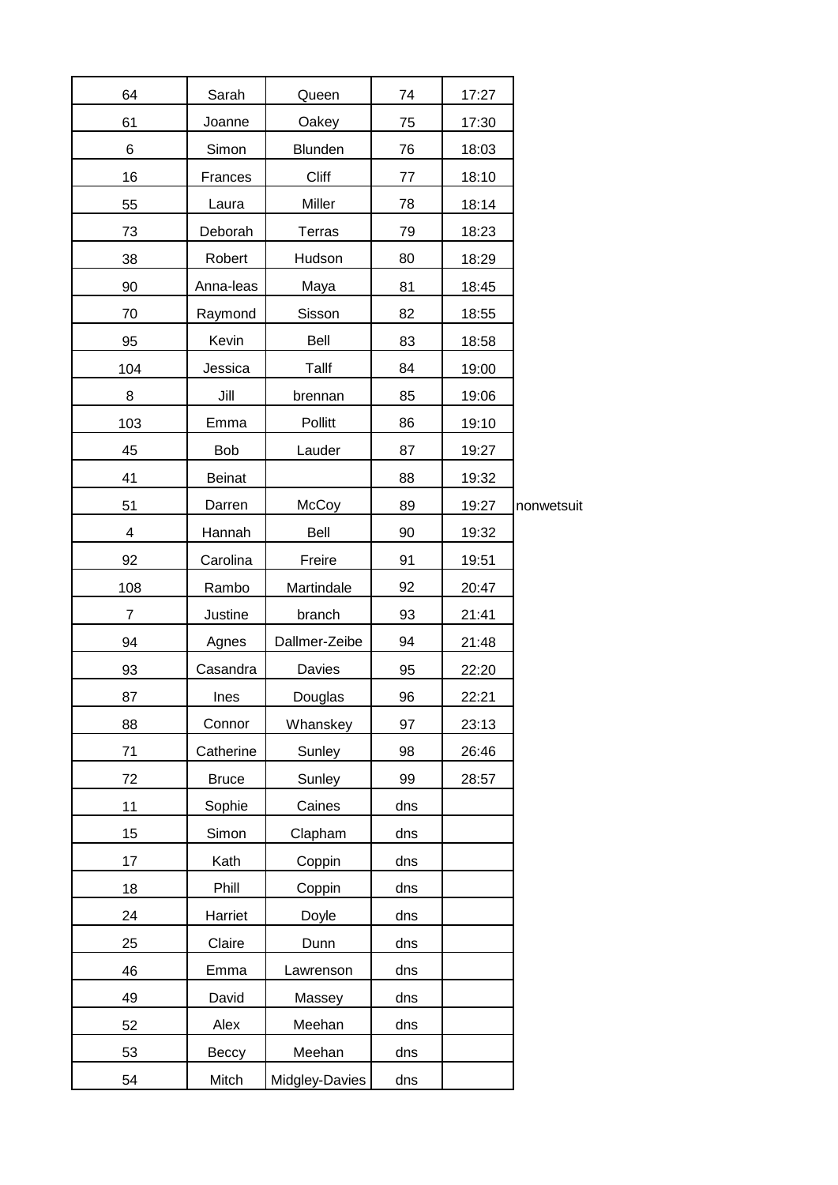| | | | | | |
|---|---|---|---|---|---|
| 64 | Sarah | Queen | 74 | 17:27 | |
| 61 | Joanne | Oakey | 75 | 17:30 | |
| 6 | Simon | Blunden | 76 | 18:03 | |
| 16 | Frances | Cliff | 77 | 18:10 | |
| 55 | Laura | Miller | 78 | 18:14 | |
| 73 | Deborah | Terras | 79 | 18:23 | |
| 38 | Robert | Hudson | 80 | 18:29 | |
| 90 | Anna-leas | Maya | 81 | 18:45 | |
| 70 | Raymond | Sisson | 82 | 18:55 | |
| 95 | Kevin | Bell | 83 | 18:58 | |
| 104 | Jessica | Tallf | 84 | 19:00 | |
| 8 | Jill | brennan | 85 | 19:06 | |
| 103 | Emma | Pollitt | 86 | 19:10 | |
| 45 | Bob | Lauder | 87 | 19:27 | |
| 41 | Beinat | | 88 | 19:32 | |
| 51 | Darren | McCoy | 89 | 19:27 | nonwetsuit |
| 4 | Hannah | Bell | 90 | 19:32 | |
| 92 | Carolina | Freire | 91 | 19:51 | |
| 108 | Rambo | Martindale | 92 | 20:47 | |
| 7 | Justine | branch | 93 | 21:41 | |
| 94 | Agnes | Dallmer-Zeibe | 94 | 21:48 | |
| 93 | Casandra | Davies | 95 | 22:20 | |
| 87 | Ines | Douglas | 96 | 22:21 | |
| 88 | Connor | Whanskey | 97 | 23:13 | |
| 71 | Catherine | Sunley | 98 | 26:46 | |
| 72 | Bruce | Sunley | 99 | 28:57 | |
| 11 | Sophie | Caines | dns | | |
| 15 | Simon | Clapham | dns | | |
| 17 | Kath | Coppin | dns | | |
| 18 | Phill | Coppin | dns | | |
| 24 | Harriet | Doyle | dns | | |
| 25 | Claire | Dunn | dns | | |
| 46 | Emma | Lawrenson | dns | | |
| 49 | David | Massey | dns | | |
| 52 | Alex | Meehan | dns | | |
| 53 | Beccy | Meehan | dns | | |
| 54 | Mitch | Midgley-Davies | dns | | |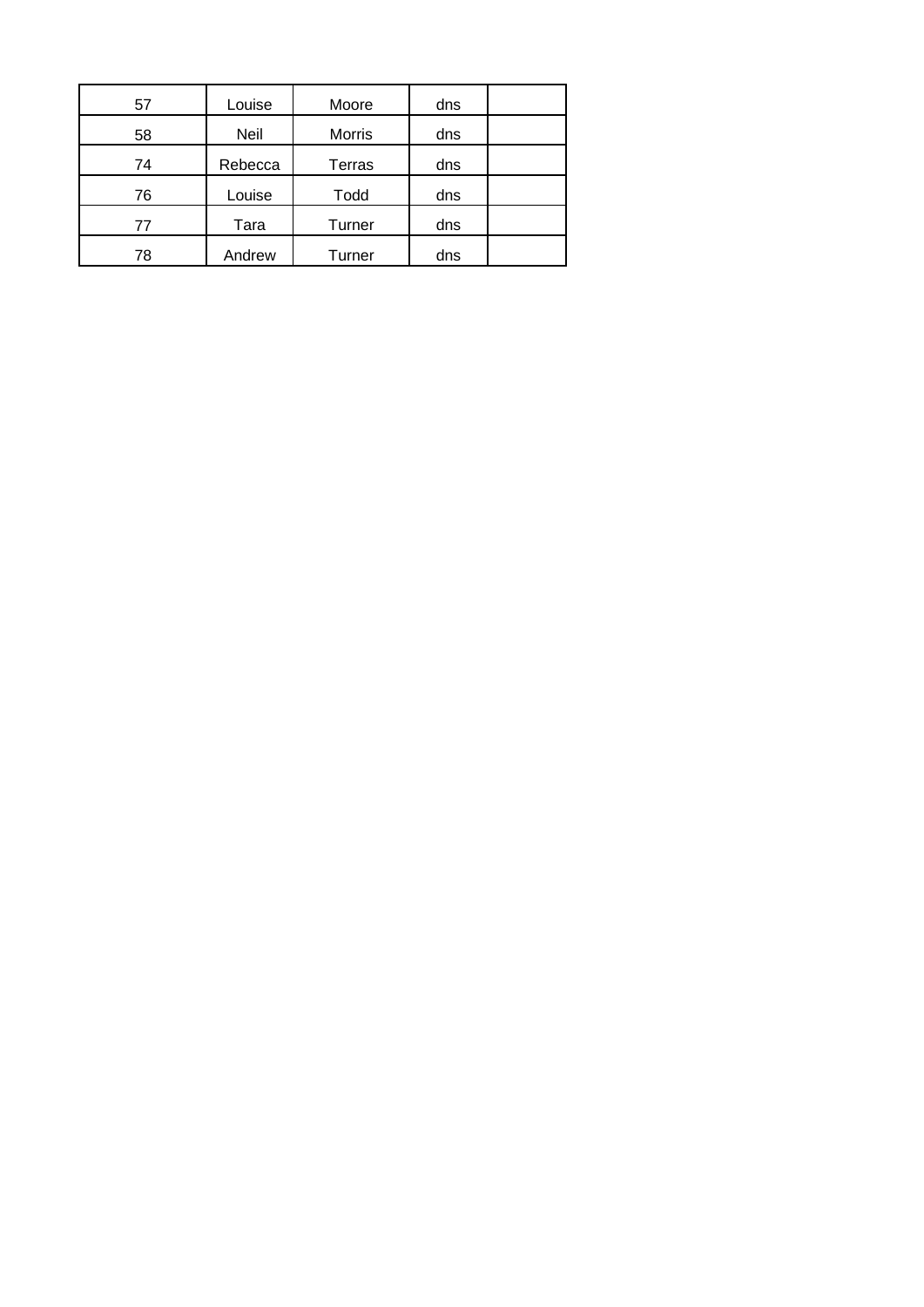| | | | | |
|---|---|---|---|---|
| 57 | Louise | Moore | dns | |
| 58 | Neil | Morris | dns | |
| 74 | Rebecca | Terras | dns | |
| 76 | Louise | Todd | dns | |
| 77 | Tara | Turner | dns | |
| 78 | Andrew | Turner | dns | |